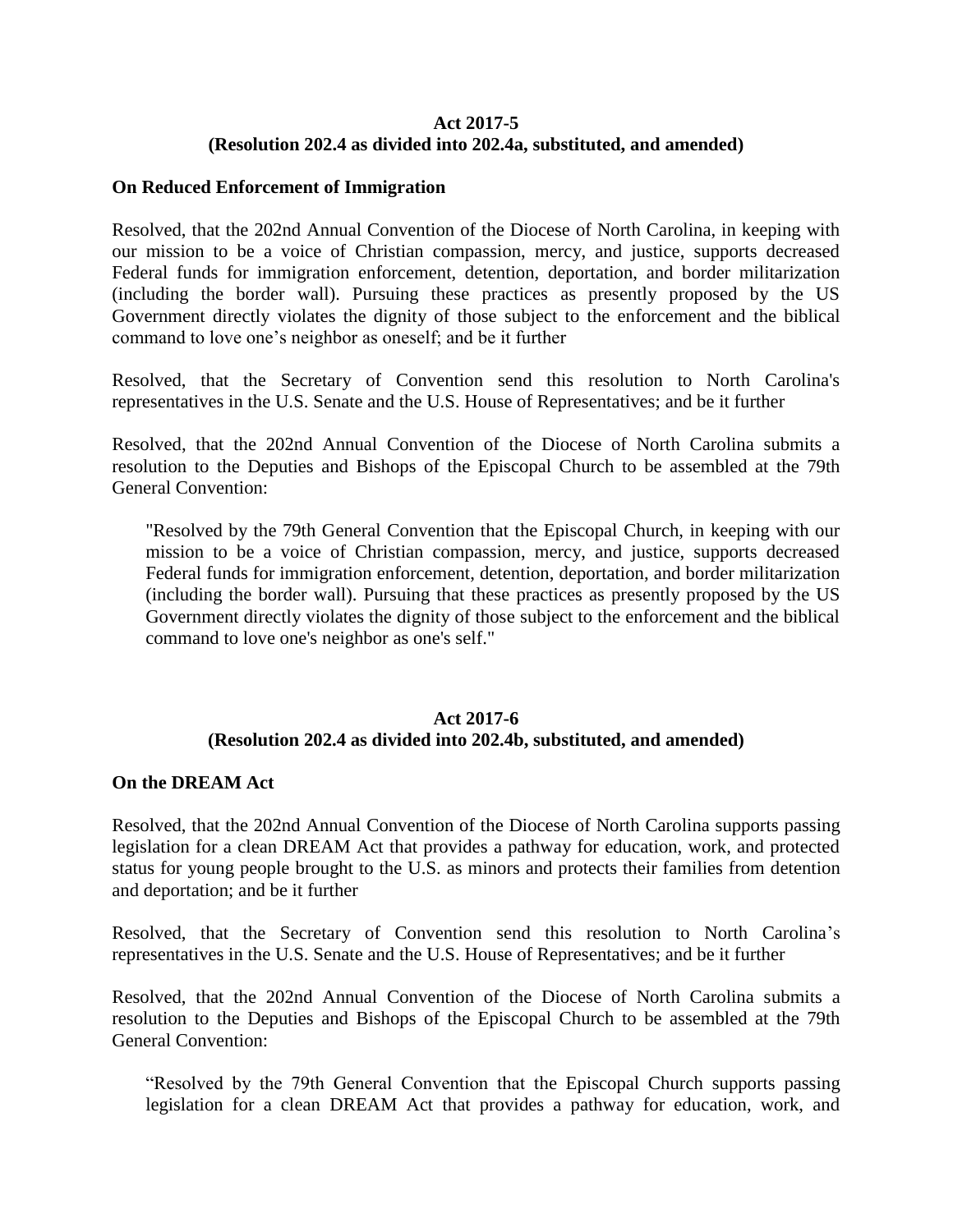**Act 2017-5**
**(Resolution 202.4 as divided into 202.4a, substituted, and amended)**

**On Reduced Enforcement of Immigration**

Resolved, that the 202nd Annual Convention of the Diocese of North Carolina, in keeping with our mission to be a voice of Christian compassion, mercy, and justice, supports decreased Federal funds for immigration enforcement, detention, deportation, and border militarization (including the border wall). Pursuing these practices as presently proposed by the US Government directly violates the dignity of those subject to the enforcement and the biblical command to love one's neighbor as oneself; and be it further

Resolved, that the Secretary of Convention send this resolution to North Carolina's representatives in the U.S. Senate and the U.S. House of Representatives; and be it further

Resolved, that the 202nd Annual Convention of the Diocese of North Carolina submits a resolution to the Deputies and Bishops of the Episcopal Church to be assembled at the 79th General Convention:

> "Resolved by the 79th General Convention that the Episcopal Church, in keeping with our mission to be a voice of Christian compassion, mercy, and justice, supports decreased Federal funds for immigration enforcement, detention, deportation, and border militarization (including the border wall). Pursuing that these practices as presently proposed by the US Government directly violates the dignity of those subject to the enforcement and the biblical command to love one's neighbor as one's self."

**Act 2017-6**
**(Resolution 202.4 as divided into 202.4b, substituted, and amended)**

**On the DREAM Act**

Resolved, that the 202nd Annual Convention of the Diocese of North Carolina supports passing legislation for a clean DREAM Act that provides a pathway for education, work, and protected status for young people brought to the U.S. as minors and protects their families from detention and deportation; and be it further

Resolved, that the Secretary of Convention send this resolution to North Carolina's representatives in the U.S. Senate and the U.S. House of Representatives; and be it further

Resolved, that the 202nd Annual Convention of the Diocese of North Carolina submits a resolution to the Deputies and Bishops of the Episcopal Church to be assembled at the 79th General Convention:

> "Resolved by the 79th General Convention that the Episcopal Church supports passing legislation for a clean DREAM Act that provides a pathway for education, work, and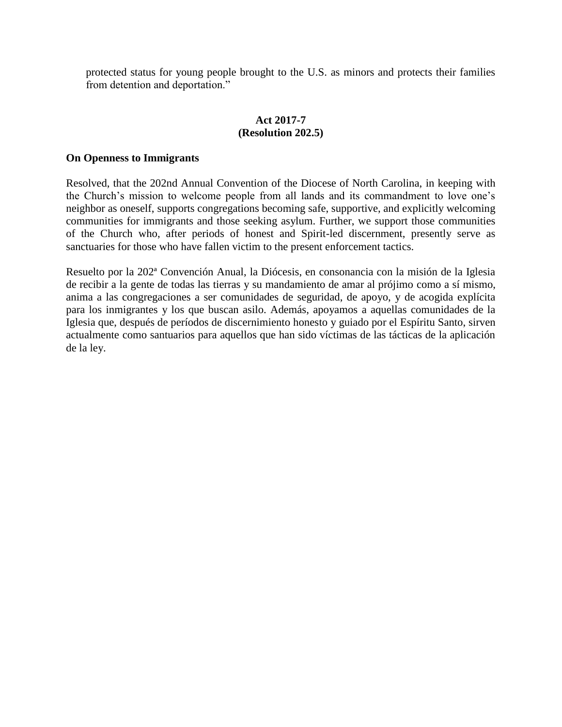protected status for young people brought to the U.S. as minors and protects their families from detention and deportation."

**Act 2017-7**
**(Resolution 202.5)**

**On Openness to Immigrants**

Resolved, that the 202nd Annual Convention of the Diocese of North Carolina, in keeping with the Church's mission to welcome people from all lands and its commandment to love one's neighbor as oneself, supports congregations becoming safe, supportive, and explicitly welcoming communities for immigrants and those seeking asylum. Further, we support those communities of the Church who, after periods of honest and Spirit-led discernment, presently serve as sanctuaries for those who have fallen victim to the present enforcement tactics.

Resuelto por la 202ª Convención Anual, la Diócesis, en consonancia con la misión de la Iglesia de recibir a la gente de todas las tierras y su mandamiento de amar al prójimo como a sí mismo, anima a las congregaciones a ser comunidades de seguridad, de apoyo, y de acogida explícita para los inmigrantes y los que buscan asilo. Además, apoyamos a aquellas comunidades de la Iglesia que, después de períodos de discernimiento honesto y guiado por el Espíritu Santo, sirven actualmente como santuarios para aquellos que han sido víctimas de las tácticas de la aplicación de la ley.